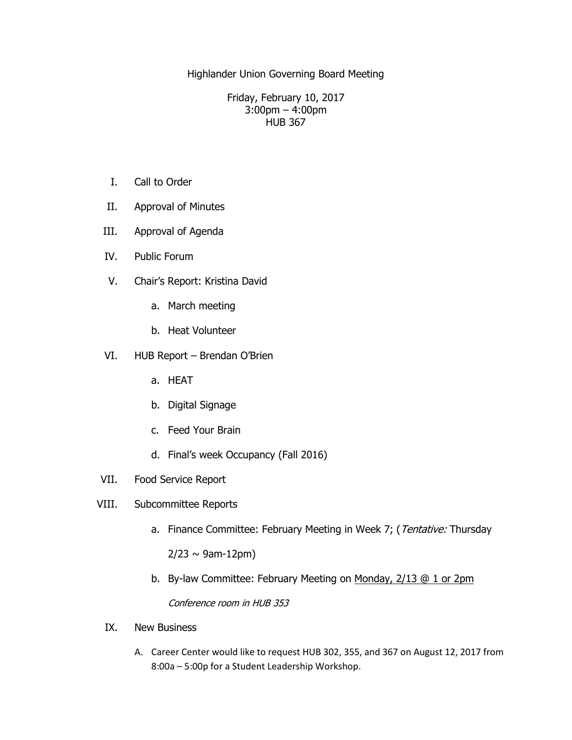# Highlander Union Governing Board Meeting

Friday, February 10, 2017
3:00pm – 4:00pm
HUB 367

I. Call to Order

II. Approval of Minutes

III. Approval of Agenda

IV. Public Forum

V. Chair's Report: Kristina David

  a. March meeting

  b. Heat Volunteer

VI. HUB Report – Brendan O'Brien

  a. HEAT

  b. Digital Signage

  c. Feed Your Brain

  d. Final's week Occupancy (Fall 2016)

VII. Food Service Report

VIII. Subcommittee Reports

  a. Finance Committee: February Meeting in Week 7; (*Tentative:* Thursday 2/23 ~ 9am-12pm)

  b. By-law Committee: February Meeting on <u>Monday, 2/13 @ 1 or 2pm</u>

  *Conference room in HUB 353*

IX. New Business

  A. Career Center would like to request HUB 302, 355, and 367 on August 12, 2017 from 8:00a – 5:00p for a Student Leadership Workshop.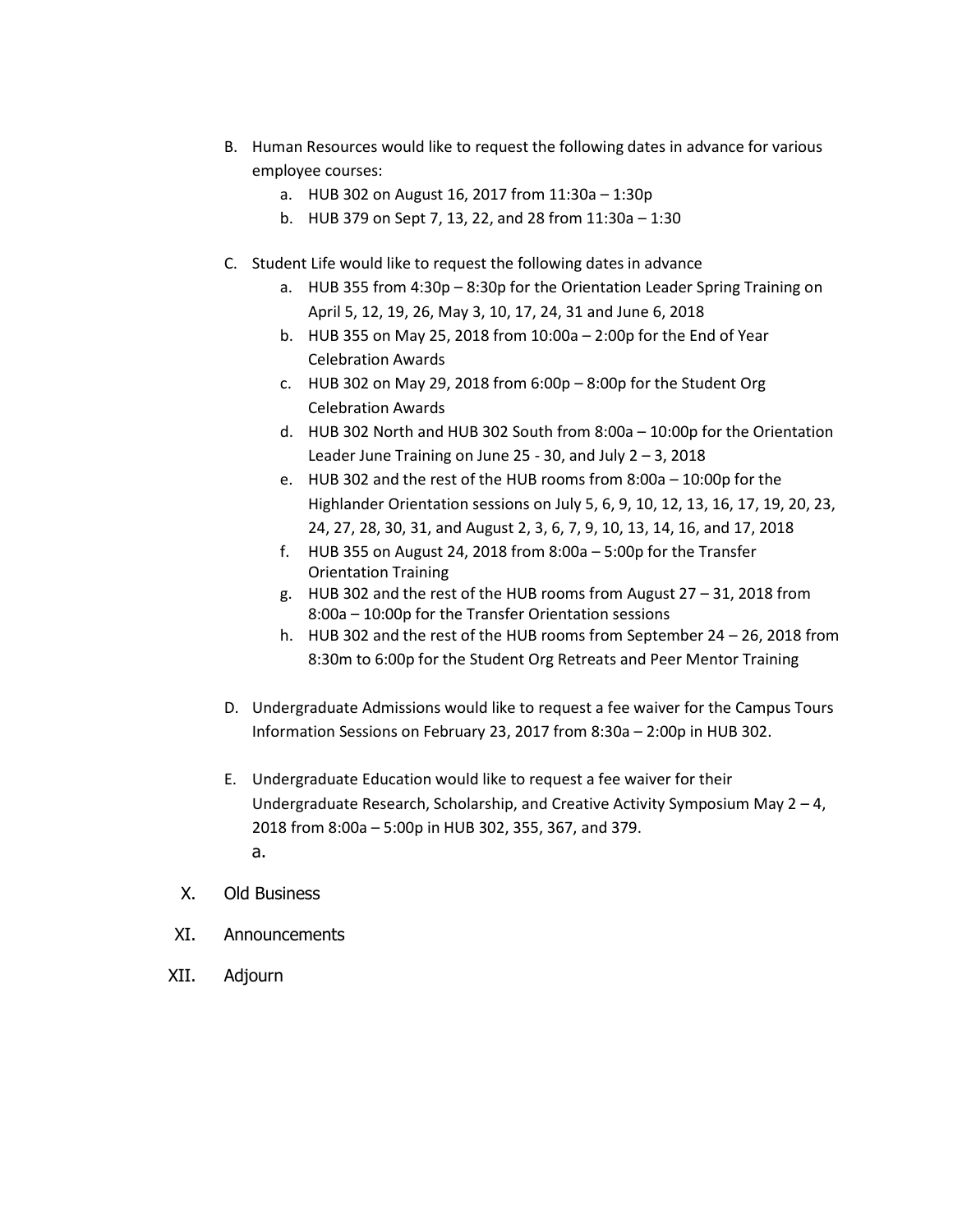B. Human Resources would like to request the following dates in advance for various employee courses:
    a. HUB 302 on August 16, 2017 from 11:30a – 1:30p
    b. HUB 379 on Sept 7, 13, 22, and 28 from 11:30a – 1:30

C. Student Life would like to request the following dates in advance
    a. HUB 355 from 4:30p – 8:30p for the Orientation Leader Spring Training on April 5, 12, 19, 26, May 3, 10, 17, 24, 31 and June 6, 2018
    b. HUB 355 on May 25, 2018 from 10:00a – 2:00p for the End of Year Celebration Awards
    c. HUB 302 on May 29, 2018 from 6:00p – 8:00p for the Student Org Celebration Awards
    d. HUB 302 North and HUB 302 South from 8:00a – 10:00p for the Orientation Leader June Training on June 25 - 30, and July 2 – 3, 2018
    e. HUB 302 and the rest of the HUB rooms from 8:00a – 10:00p for the Highlander Orientation sessions on July 5, 6, 9, 10, 12, 13, 16, 17, 19, 20, 23, 24, 27, 28, 30, 31, and August 2, 3, 6, 7, 9, 10, 13, 14, 16, and 17, 2018
    f. HUB 355 on August 24, 2018 from 8:00a – 5:00p for the Transfer Orientation Training
    g. HUB 302 and the rest of the HUB rooms from August 27 – 31, 2018 from 8:00a – 10:00p for the Transfer Orientation sessions
    h. HUB 302 and the rest of the HUB rooms from September 24 – 26, 2018 from 8:30m to 6:00p for the Student Org Retreats and Peer Mentor Training

D. Undergraduate Admissions would like to request a fee waiver for the Campus Tours Information Sessions on February 23, 2017 from 8:30a – 2:00p in HUB 302.

E. Undergraduate Education would like to request a fee waiver for their Undergraduate Research, Scholarship, and Creative Activity Symposium May 2 – 4, 2018 from 8:00a – 5:00p in HUB 302, 355, 367, and 379.
    a.

X. Old Business

XI. Announcements

XII. Adjourn